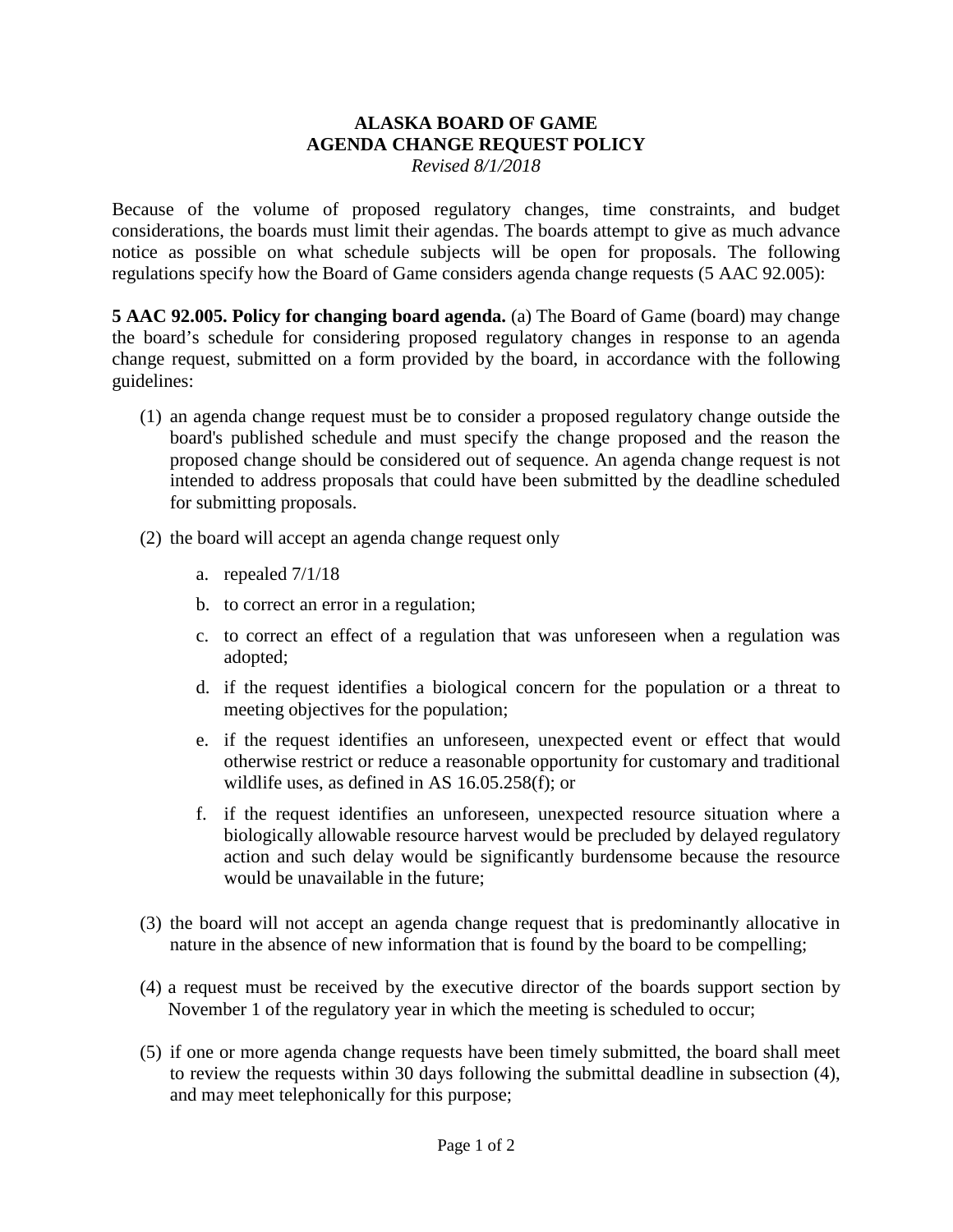# ALASKA BOARD OF GAME
# AGENDA CHANGE REQUEST POLICY

*Revised 8/1/2018*

Because of the volume of proposed regulatory changes, time constraints, and budget considerations, the boards must limit their agendas. The boards attempt to give as much advance notice as possible on what schedule subjects will be open for proposals. The following regulations specify how the Board of Game considers agenda change requests (5 AAC 92.005):

**5 AAC 92.005. Policy for changing board agenda.** (a) The Board of Game (board) may change the board's schedule for considering proposed regulatory changes in response to an agenda change request, submitted on a form provided by the board, in accordance with the following guidelines:

(1) an agenda change request must be to consider a proposed regulatory change outside the board's published schedule and must specify the change proposed and the reason the proposed change should be considered out of sequence. An agenda change request is not intended to address proposals that could have been submitted by the deadline scheduled for submitting proposals.

(2) the board will accept an agenda change request only

   a. repealed 7/1/18

   b. to correct an error in a regulation;

   c. to correct an effect of a regulation that was unforeseen when a regulation was adopted;

   d. if the request identifies a biological concern for the population or a threat to meeting objectives for the population;

   e. if the request identifies an unforeseen, unexpected event or effect that would otherwise restrict or reduce a reasonable opportunity for customary and traditional wildlife uses, as defined in AS 16.05.258(f); or

   f. if the request identifies an unforeseen, unexpected resource situation where a biologically allowable resource harvest would be precluded by delayed regulatory action and such delay would be significantly burdensome because the resource would be unavailable in the future;

(3) the board will not accept an agenda change request that is predominantly allocative in nature in the absence of new information that is found by the board to be compelling;

(4) a request must be received by the executive director of the boards support section by November 1 of the regulatory year in which the meeting is scheduled to occur;

(5) if one or more agenda change requests have been timely submitted, the board shall meet to review the requests within 30 days following the submittal deadline in subsection (4), and may meet telephonically for this purpose;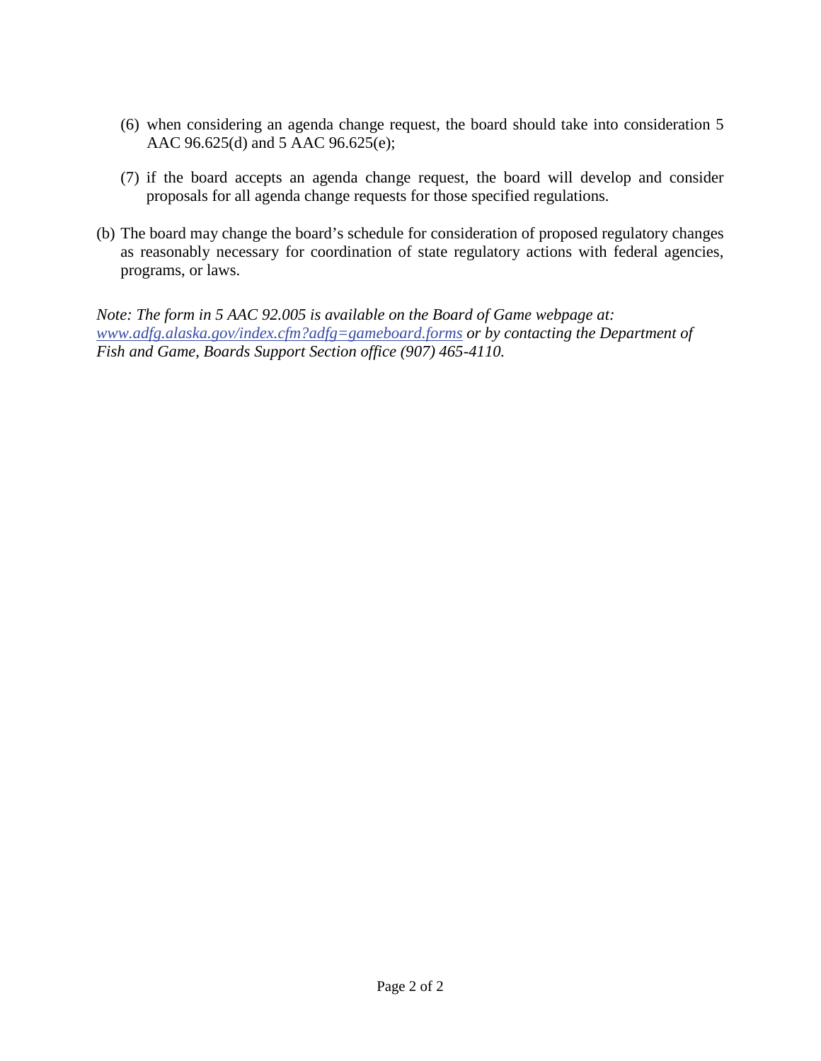(6) when considering an agenda change request, the board should take into consideration 5 AAC 96.625(d) and 5 AAC 96.625(e);

(7) if the board accepts an agenda change request, the board will develop and consider proposals for all agenda change requests for those specified regulations.

(b) The board may change the board's schedule for consideration of proposed regulatory changes as reasonably necessary for coordination of state regulatory actions with federal agencies, programs, or laws.

*Note: The form in 5 AAC 92.005 is available on the Board of Game webpage at: [www.adfg.alaska.gov/index.cfm?adfg=gameboard.forms](www.adfg.alaska.gov/index.cfm?adfg=gameboard.forms) or by contacting the Department of Fish and Game, Boards Support Section office (907) 465-4110.*